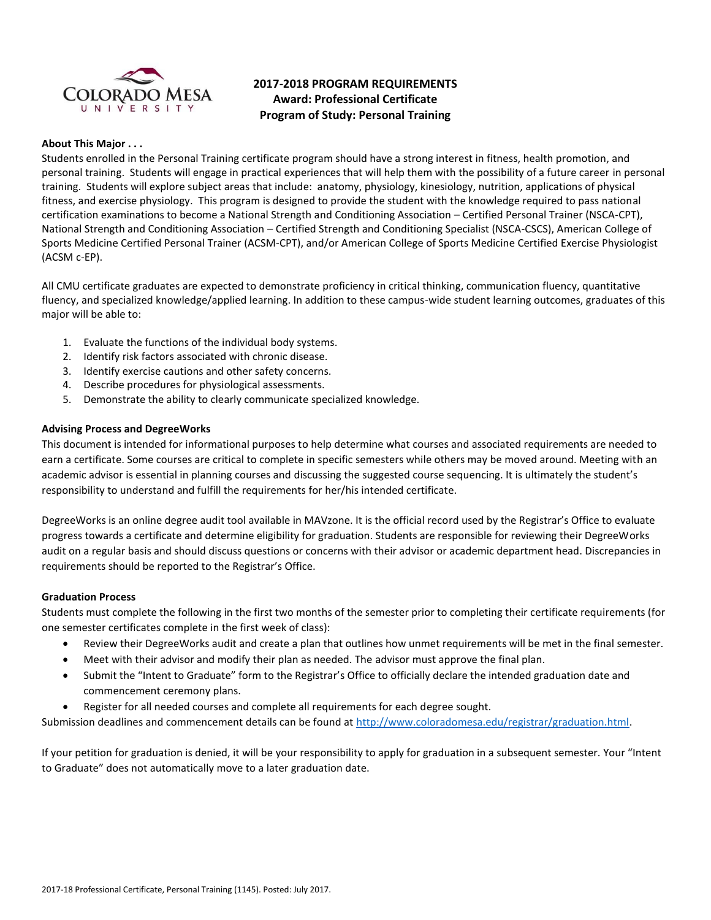# 2017-2018 PROGRAM REQUIREMENTS
## Award: Professional Certificate
## Program of Study: Personal Training

**About This Major . . .**

Students enrolled in the Personal Training certificate program should have a strong interest in fitness, health promotion, and personal training. Students will engage in practical experiences that will help them with the possibility of a future career in personal training. Students will explore subject areas that include: anatomy, physiology, kinesiology, nutrition, applications of physical fitness, and exercise physiology. This program is designed to provide the student with the knowledge required to pass national certification examinations to become a National Strength and Conditioning Association – Certified Personal Trainer (NSCA-CPT), National Strength and Conditioning Association – Certified Strength and Conditioning Specialist (NSCA-CSCS), American College of Sports Medicine Certified Personal Trainer (ACSM-CPT), and/or American College of Sports Medicine Certified Exercise Physiologist (ACSM c-EP).

All CMU certificate graduates are expected to demonstrate proficiency in critical thinking, communication fluency, quantitative fluency, and specialized knowledge/applied learning. In addition to these campus-wide student learning outcomes, graduates of this major will be able to:

1. Evaluate the functions of the individual body systems.
2. Identify risk factors associated with chronic disease.
3. Identify exercise cautions and other safety concerns.
4. Describe procedures for physiological assessments.
5. Demonstrate the ability to clearly communicate specialized knowledge.

**Advising Process and DegreeWorks**

This document is intended for informational purposes to help determine what courses and associated requirements are needed to earn a certificate. Some courses are critical to complete in specific semesters while others may be moved around. Meeting with an academic advisor is essential in planning courses and discussing the suggested course sequencing. It is ultimately the student's responsibility to understand and fulfill the requirements for her/his intended certificate.

DegreeWorks is an online degree audit tool available in MAVzone. It is the official record used by the Registrar's Office to evaluate progress towards a certificate and determine eligibility for graduation. Students are responsible for reviewing their DegreeWorks audit on a regular basis and should discuss questions or concerns with their advisor or academic department head. Discrepancies in requirements should be reported to the Registrar's Office.

**Graduation Process**

Students must complete the following in the first two months of the semester prior to completing their certificate requirements (for one semester certificates complete in the first week of class):

- Review their DegreeWorks audit and create a plan that outlines how unmet requirements will be met in the final semester.
- Meet with their advisor and modify their plan as needed. The advisor must approve the final plan.
- Submit the "Intent to Graduate" form to the Registrar's Office to officially declare the intended graduation date and commencement ceremony plans.
- Register for all needed courses and complete all requirements for each degree sought.

Submission deadlines and commencement details can be found at http://www.coloradomesa.edu/registrar/graduation.html.

If your petition for graduation is denied, it will be your responsibility to apply for graduation in a subsequent semester. Your "Intent to Graduate" does not automatically move to a later graduation date.

2017-18 Professional Certificate, Personal Training (1145). Posted: July 2017.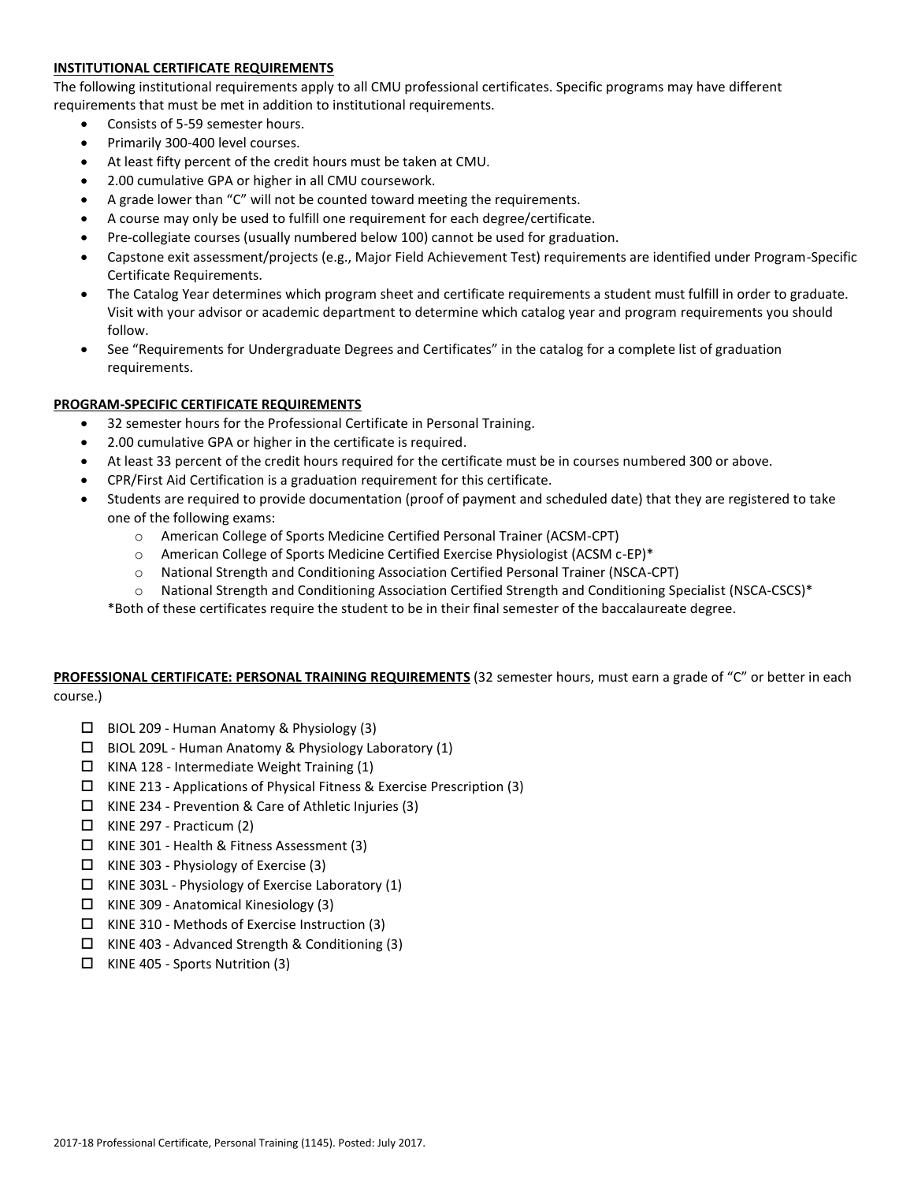**INSTITUTIONAL CERTIFICATE REQUIREMENTS**

The following institutional requirements apply to all CMU professional certificates. Specific programs may have different requirements that must be met in addition to institutional requirements.

- Consists of 5-59 semester hours.
- Primarily 300-400 level courses.
- At least fifty percent of the credit hours must be taken at CMU.
- 2.00 cumulative GPA or higher in all CMU coursework.
- A grade lower than "C" will not be counted toward meeting the requirements.
- A course may only be used to fulfill one requirement for each degree/certificate.
- Pre-collegiate courses (usually numbered below 100) cannot be used for graduation.
- Capstone exit assessment/projects (e.g., Major Field Achievement Test) requirements are identified under Program-Specific Certificate Requirements.
- The Catalog Year determines which program sheet and certificate requirements a student must fulfill in order to graduate. Visit with your advisor or academic department to determine which catalog year and program requirements you should follow.
- See "Requirements for Undergraduate Degrees and Certificates" in the catalog for a complete list of graduation requirements.

**PROGRAM-SPECIFIC CERTIFICATE REQUIREMENTS**

- 32 semester hours for the Professional Certificate in Personal Training.
- 2.00 cumulative GPA or higher in the certificate is required.
- At least 33 percent of the credit hours required for the certificate must be in courses numbered 300 or above.
- CPR/First Aid Certification is a graduation requirement for this certificate.
- Students are required to provide documentation (proof of payment and scheduled date) that they are registered to take one of the following exams:
  - American College of Sports Medicine Certified Personal Trainer (ACSM-CPT)
  - American College of Sports Medicine Certified Exercise Physiologist (ACSM c-EP)*
  - National Strength and Conditioning Association Certified Personal Trainer (NSCA-CPT)
  - National Strength and Conditioning Association Certified Strength and Conditioning Specialist (NSCA-CSCS)*

  *Both of these certificates require the student to be in their final semester of the baccalaureate degree.

**PROFESSIONAL CERTIFICATE: PERSONAL TRAINING REQUIREMENTS** (32 semester hours, must earn a grade of "C" or better in each course.)

- ☐ BIOL 209 - Human Anatomy & Physiology (3)
- ☐ BIOL 209L - Human Anatomy & Physiology Laboratory (1)
- ☐ KINA 128 - Intermediate Weight Training (1)
- ☐ KINE 213 - Applications of Physical Fitness & Exercise Prescription (3)
- ☐ KINE 234 - Prevention & Care of Athletic Injuries (3)
- ☐ KINE 297 - Practicum (2)
- ☐ KINE 301 - Health & Fitness Assessment (3)
- ☐ KINE 303 - Physiology of Exercise (3)
- ☐ KINE 303L - Physiology of Exercise Laboratory (1)
- ☐ KINE 309 - Anatomical Kinesiology (3)
- ☐ KINE 310 - Methods of Exercise Instruction (3)
- ☐ KINE 403 - Advanced Strength & Conditioning (3)
- ☐ KINE 405 - Sports Nutrition (3)

2017-18 Professional Certificate, Personal Training (1145). Posted: July 2017.